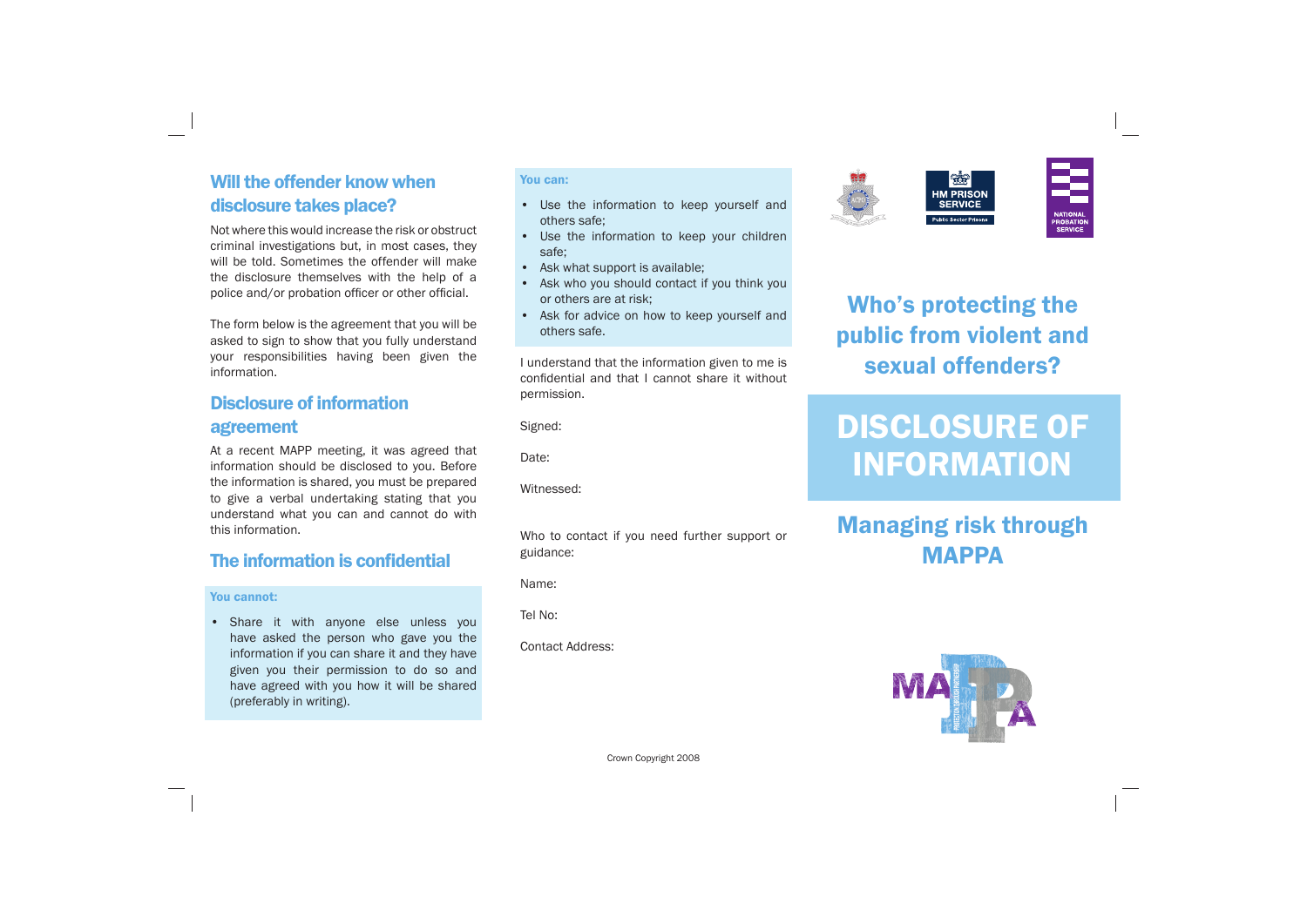## Will the offender know when disclosure takes place?

Not where this would increase the risk or obstruct criminal investigations but, in most cases, they will be told. Sometimes the offender will make the disclosure themselves with the help of a police and/or probation officer or other official.

The form below is the agreement that you will be asked to sign to show that you fully understand your responsibilities having been given the information.

## Disclosure of information agreement

At a recent MAPP meeting, it was agreed that information should be disclosed to you. Before the information is shared, you must be prepared to give a verbal undertaking stating that you understand what you can and cannot do with this information.

## The information is confidential

**You cannot:**

- Share it with anyone else unless you have asked the person who gave you the information if you can share it and they have given you their permission to do so and have agreed with you how it will be shared (preferably in writing).

**You can:**

- Use the information to keep yourself and others safe;
- Use the information to keep your children safe;
- Ask what support is available;
- Ask who you should contact if you think you or others are at risk;
- Ask for advice on how to keep yourself and others safe.

I understand that the information given to me is confidential and that I cannot share it without permission.

Signed:

Date:

Witnessed:

Who to contact if you need further support or guidance:

Name:

Tel No:

Contact Address:

Crown Copyright 2008

HM PRISON SERVICE
Public Sector Prisons

NATIONAL PROBATION SERVICE

## Who's protecting the public from violent and sexual offenders?

# DISCLOSURE OF INFORMATION

## Managing risk through MAPPA

MAPPA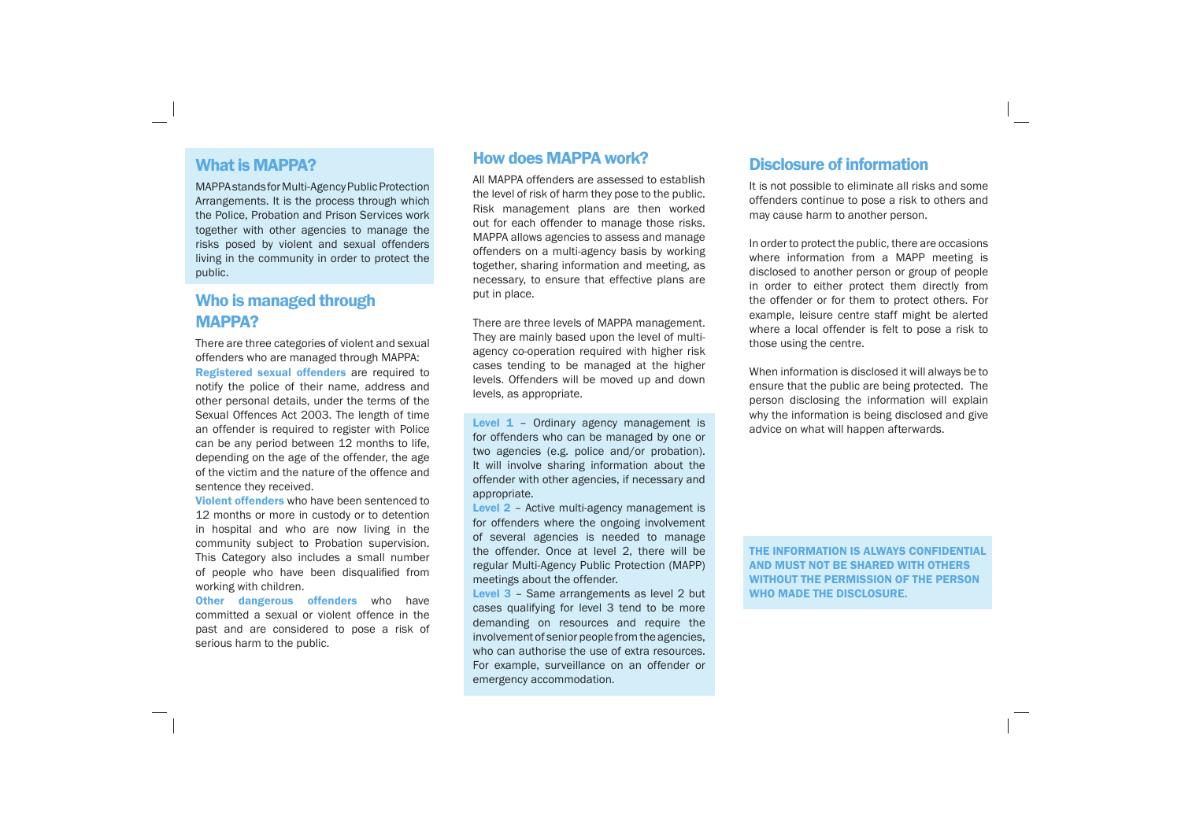## What is MAPPA?

MAPPA stands for Multi-Agency Public Protection Arrangements. It is the process through which the Police, Probation and Prison Services work together with other agencies to manage the risks posed by violent and sexual offenders living in the community in order to protect the public.

## Who is managed through MAPPA?

There are three categories of violent and sexual offenders who are managed through MAPPA:

**Registered sexual offenders** are required to notify the police of their name, address and other personal details, under the terms of the Sexual Offences Act 2003. The length of time an offender is required to register with Police can be any period between 12 months to life, depending on the age of the offender, the age of the victim and the nature of the offence and sentence they received.

**Violent offenders** who have been sentenced to 12 months or more in custody or to detention in hospital and who are now living in the community subject to Probation supervision. This Category also includes a small number of people who have been disqualified from working with children.

**Other dangerous offenders** who have committed a sexual or violent offence in the past and are considered to pose a risk of serious harm to the public.

## How does MAPPA work?

All MAPPA offenders are assessed to establish the level of risk of harm they pose to the public. Risk management plans are then worked out for each offender to manage those risks. MAPPA allows agencies to assess and manage offenders on a multi-agency basis by working together, sharing information and meeting, as necessary, to ensure that effective plans are put in place.

There are three levels of MAPPA management. They are mainly based upon the level of multi-agency co-operation required with higher risk cases tending to be managed at the higher levels. Offenders will be moved up and down levels, as appropriate.

**Level 1** – Ordinary agency management is for offenders who can be managed by one or two agencies (e.g. police and/or probation). It will involve sharing information about the offender with other agencies, if necessary and appropriate.

**Level 2** – Active multi-agency management is for offenders where the ongoing involvement of several agencies is needed to manage the offender. Once at level 2, there will be regular Multi-Agency Public Protection (MAPP) meetings about the offender.

**Level 3** – Same arrangements as level 2 but cases qualifying for level 3 tend to be more demanding on resources and require the involvement of senior people from the agencies, who can authorise the use of extra resources. For example, surveillance on an offender or emergency accommodation.

## Disclosure of information

It is not possible to eliminate all risks and some offenders continue to pose a risk to others and may cause harm to another person.

In order to protect the public, there are occasions where information from a MAPP meeting is disclosed to another person or group of people in order to either protect them directly from the offender or for them to protect others. For example, leisure centre staff might be alerted where a local offender is felt to pose a risk to those using the centre.

When information is disclosed it will always be to ensure that the public are being protected. The person disclosing the information will explain why the information is being disclosed and give advice on what will happen afterwards.

**THE INFORMATION IS ALWAYS CONFIDENTIAL AND MUST NOT BE SHARED WITH OTHERS WITHOUT THE PERMISSION OF THE PERSON WHO MADE THE DISCLOSURE.**